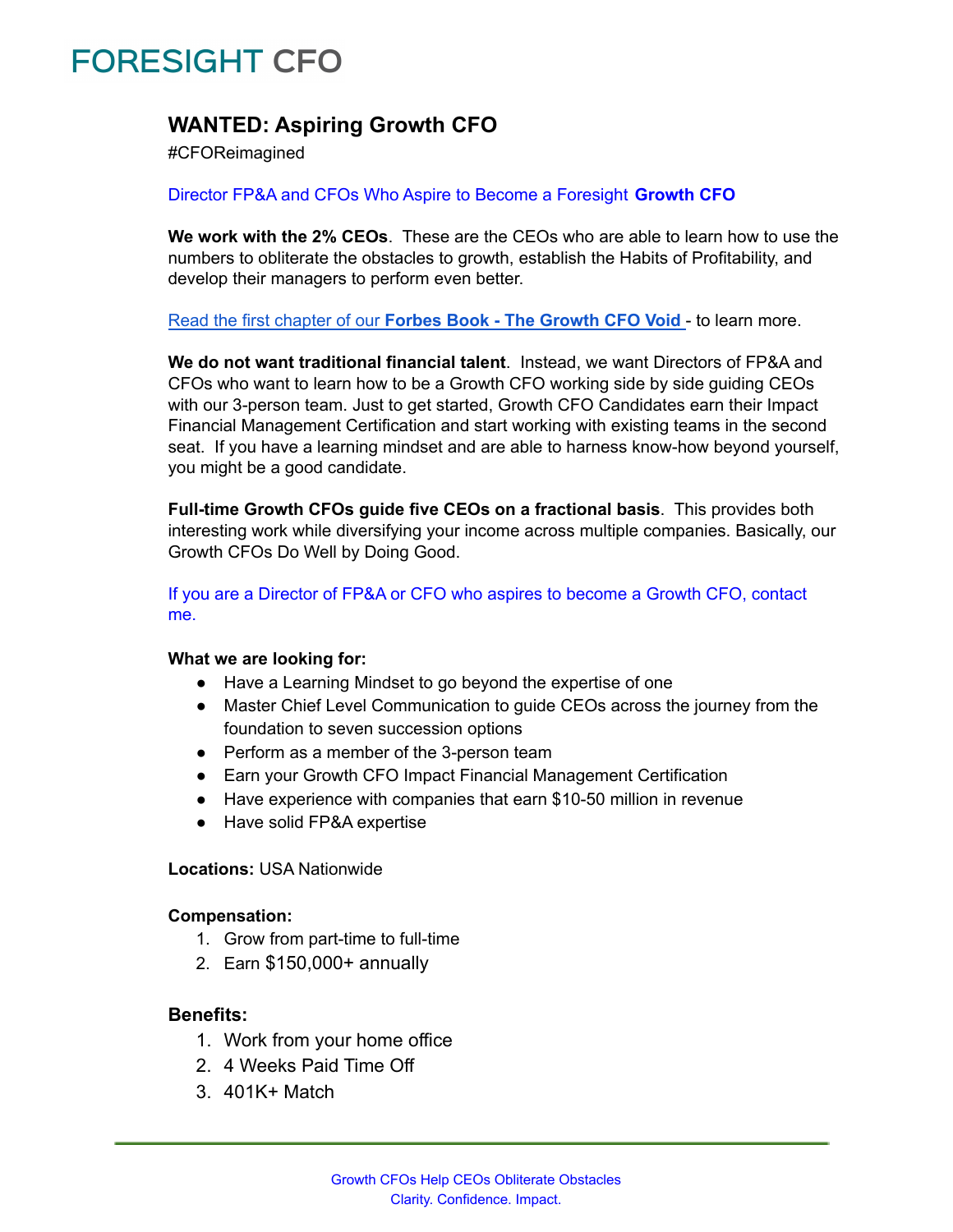# FORESIGHT CFO

## WANTED: Aspiring Growth CFO

#CFOReimagined

Director FP&A and CFOs Who Aspire to Become a Foresight **Growth CFO**

**We work with the 2% CEOs**. These are the CEOs who are able to learn how to use the numbers to obliterate the obstacles to growth, establish the Habits of Profitability, and develop their managers to perform even better.

Read the first chapter of our **Forbes Book - The Growth CFO Void** - to learn more.

**We do not want traditional financial talent**. Instead, we want Directors of FP&A and CFOs who want to learn how to be a Growth CFO working side by side guiding CEOs with our 3-person team. Just to get started, Growth CFO Candidates earn their Impact Financial Management Certification and start working with existing teams in the second seat. If you have a learning mindset and are able to harness know-how beyond yourself, you might be a good candidate.

**Full-time Growth CFOs guide five CEOs on a fractional basis**. This provides both interesting work while diversifying your income across multiple companies. Basically, our Growth CFOs Do Well by Doing Good.

If you are a Director of FP&A or CFO who aspires to become a Growth CFO, contact me.

**What we are looking for:**

- Have a Learning Mindset to go beyond the expertise of one
- Master Chief Level Communication to guide CEOs across the journey from the foundation to seven succession options
- Perform as a member of the 3-person team
- Earn your Growth CFO Impact Financial Management Certification
- Have experience with companies that earn $10-50 million in revenue
- Have solid FP&A expertise

**Locations:** USA Nationwide

**Compensation:**

1. Grow from part-time to full-time
2. Earn $150,000+ annually

**Benefits:**

1. Work from your home office
2. 4 Weeks Paid Time Off
3. 401K+ Match

Growth CFOs Help CEOs Obliterate Obstacles
Clarity. Confidence. Impact.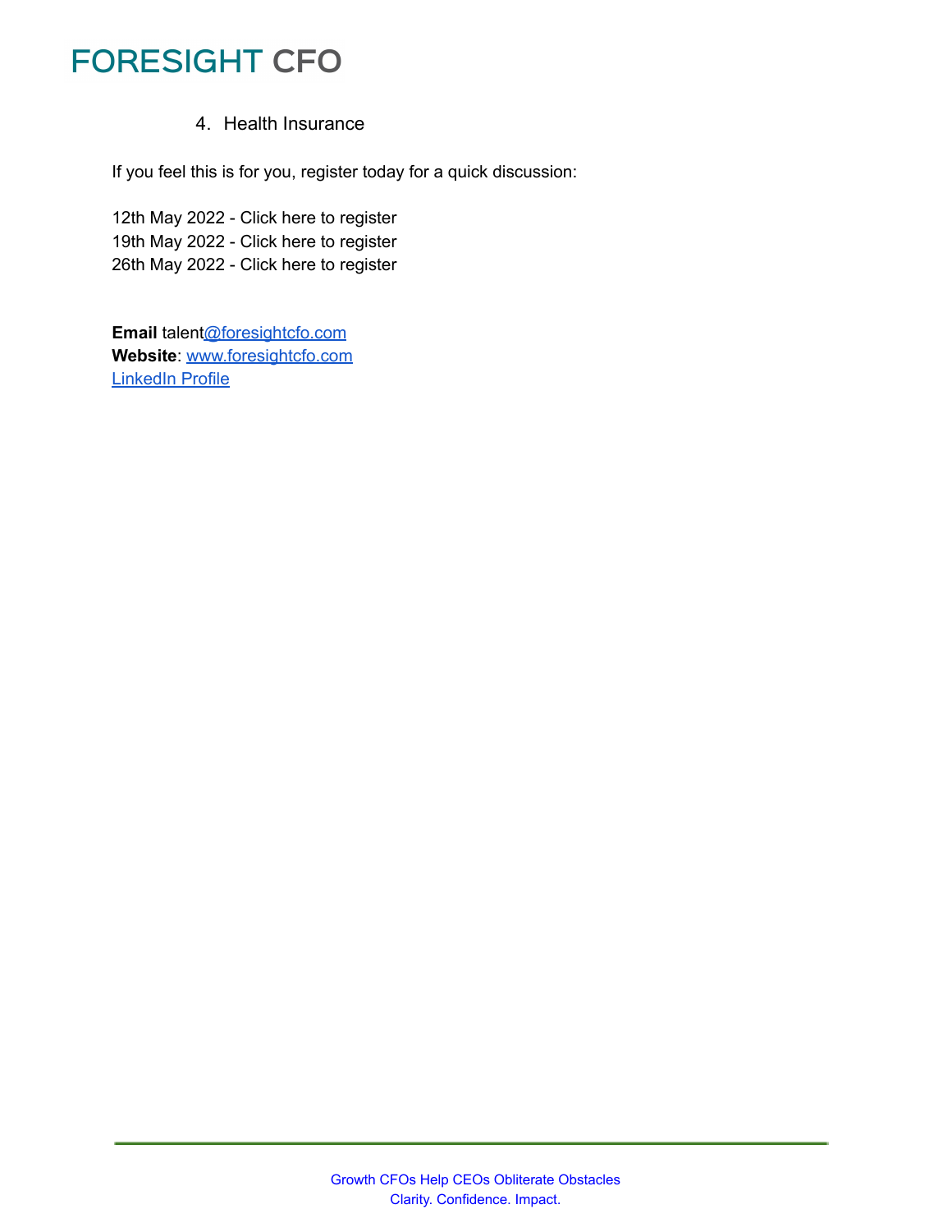4. Health Insurance

If you feel this is for you, register today for a quick discussion:

12th May 2022 - Click here to register
19th May 2022 - Click here to register
26th May 2022 - Click here to register

**Email** talent@foresightcfo.com
**Website**: www.foresightcfo.com
LinkedIn Profile